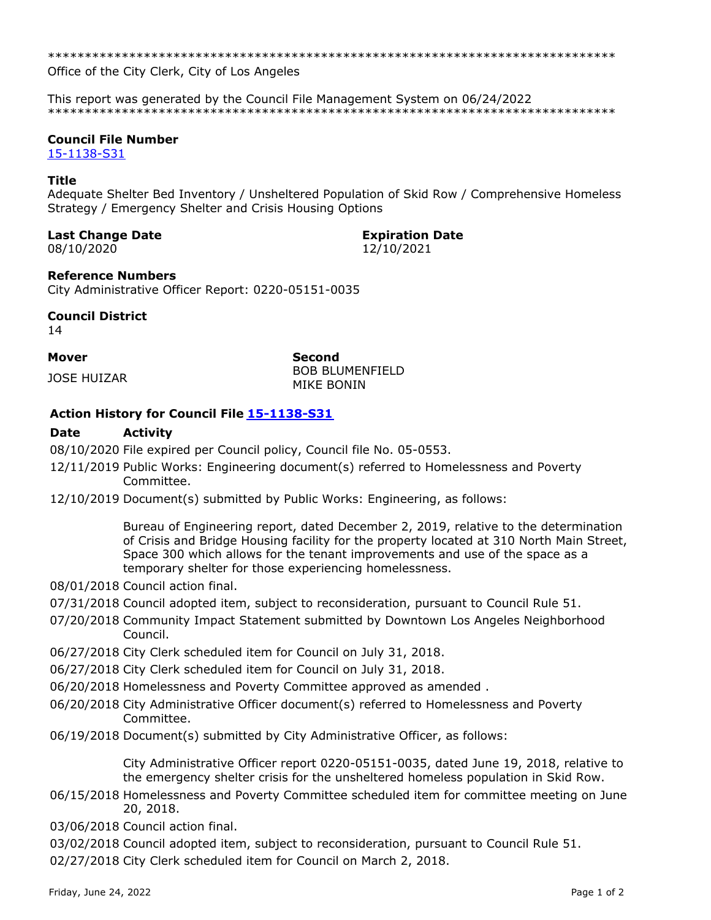*****************************************************************************
Office of the City Clerk, City of Los Angeles

This report was generated by the Council File Management System on 06/24/2022
*****************************************************************************

**Council File Number**
15-1138-S31

**Title**
Adequate Shelter Bed Inventory / Unsheltered Population of Skid Row / Comprehensive Homeless Strategy / Emergency Shelter and Crisis Housing Options

**Last Change Date**
08/10/2020

**Expiration Date**
12/10/2021

**Reference Numbers**
City Administrative Officer Report: 0220-05151-0035

**Council District**
14

**Mover**
JOSE HUIZAR

**Second**
BOB BLUMENFIELD
MIKE BONIN

**Action History for Council File 15-1138-S31**

| Date | Activity |
|---|---|
| 08/10/2020 | File expired per Council policy, Council file No. 05-0553. |
| 12/11/2019 | Public Works: Engineering document(s) referred to Homelessness and Poverty Committee. |
| 12/10/2019 | Document(s) submitted by Public Works: Engineering, as follows:<br><br>Bureau of Engineering report, dated December 2, 2019, relative to the determination of Crisis and Bridge Housing facility for the property located at 310 North Main Street, Space 300 which allows for the tenant improvements and use of the space as a temporary shelter for those experiencing homelessness. |
| 08/01/2018 | Council action final. |
| 07/31/2018 | Council adopted item, subject to reconsideration, pursuant to Council Rule 51. |
| 07/20/2018 | Community Impact Statement submitted by Downtown Los Angeles Neighborhood Council. |
| 06/27/2018 | City Clerk scheduled item for Council on July 31, 2018. |
| 06/27/2018 | City Clerk scheduled item for Council on July 31, 2018. |
| 06/20/2018 | Homelessness and Poverty Committee approved as amended . |
| 06/20/2018 | City Administrative Officer document(s) referred to Homelessness and Poverty Committee. |
| 06/19/2018 | Document(s) submitted by City Administrative Officer, as follows:<br><br>City Administrative Officer report 0220-05151-0035, dated June 19, 2018, relative to the emergency shelter crisis for the unsheltered homeless population in Skid Row. |
| 06/15/2018 | Homelessness and Poverty Committee scheduled item for committee meeting on June 20, 2018. |
| 03/06/2018 | Council action final. |
| 03/02/2018 | Council adopted item, subject to reconsideration, pursuant to Council Rule 51. |
| 02/27/2018 | City Clerk scheduled item for Council on March 2, 2018. |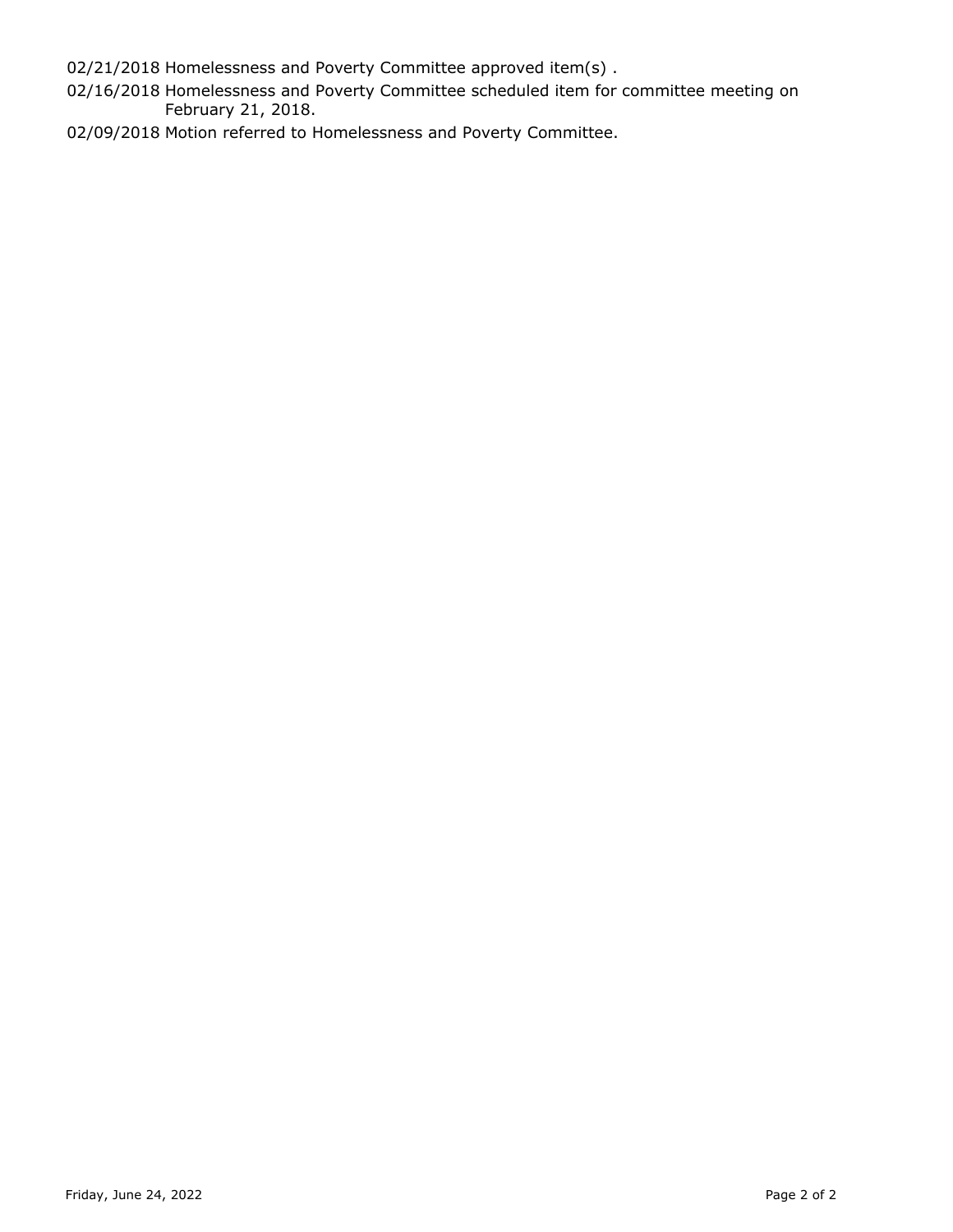02/21/2018 Homelessness and Poverty Committee approved item(s) .

02/16/2018 Homelessness and Poverty Committee scheduled item for committee meeting on February 21, 2018.

02/09/2018 Motion referred to Homelessness and Poverty Committee.